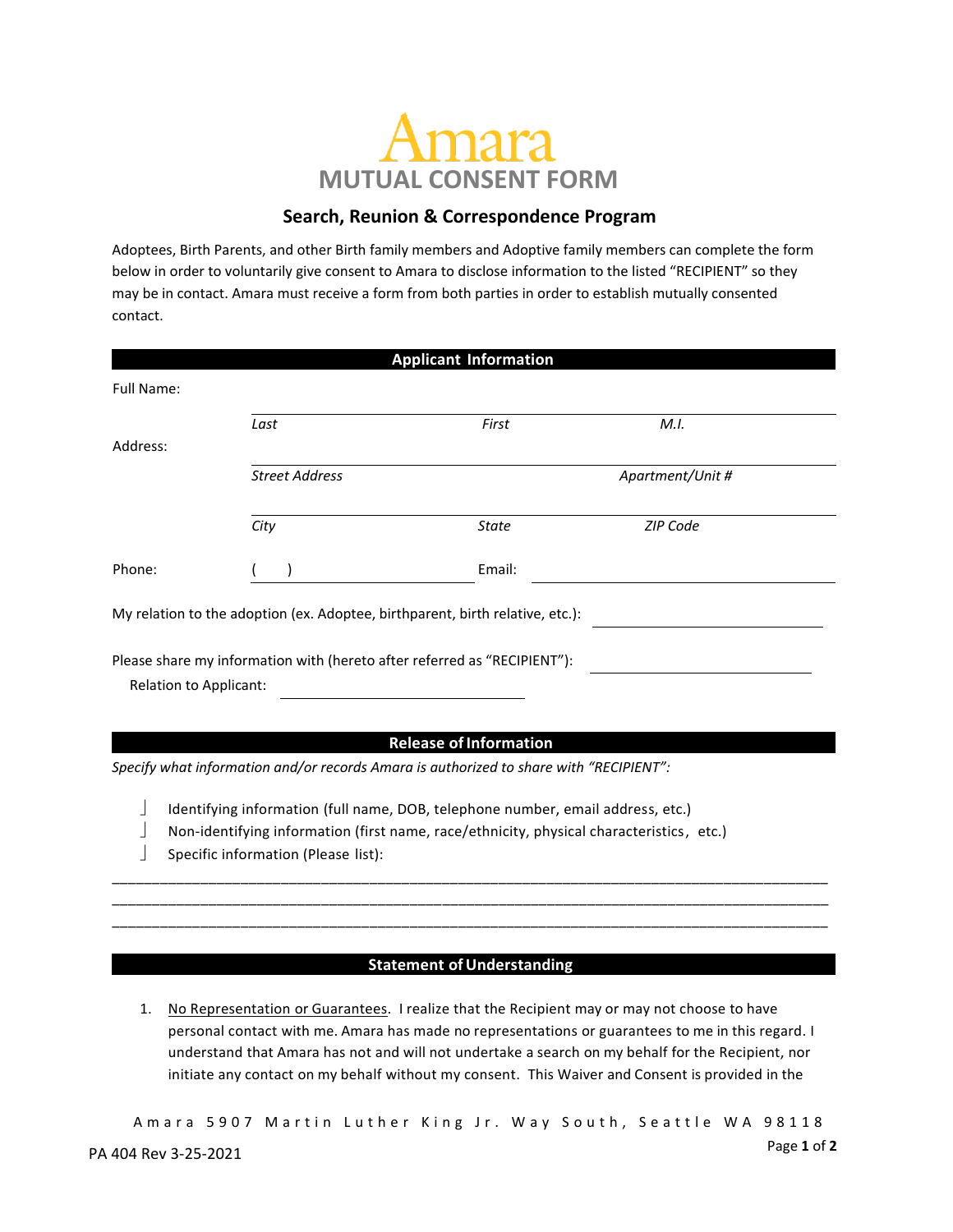# Amara

## MUTUAL CONSENT FORM

### Search, Reunion & Correspondence Program

Adoptees, Birth Parents, and other Birth family members and Adoptive family members can complete the form below in order to voluntarily give consent to Amara to disclose information to the listed "RECIPIENT" so they may be in contact. Amara must receive a form from both parties in order to establish mutually consented contact.

**Applicant Information**

Full Name: ______________________________________________

*Last* *First* *M.I.*

Address: ______________________________________________

*Street Address* *Apartment/Unit #*

______________________________________________

*City* *State* *ZIP Code*

Phone: ( ) ____________________ Email: ____________________

My relation to the adoption (ex. Adoptee, birthparent, birth relative, etc.): ____________________

Please share my information with (hereto after referred as "RECIPIENT"): ____________________

Relation to Applicant: ____________________

**Release of Information**

*Specify what information and/or records Amara is authorized to share with "RECIPIENT":*

- ☐ Identifying information (full name, DOB, telephone number, email address, etc.)
- ☐ Non-identifying information (first name, race/ethnicity, physical characteristics, etc.)
- ☐ Specific information (Please list):

______________________________________________________________________________________
______________________________________________________________________________________
______________________________________________________________________________________

**Statement of Understanding**

1. No Representation or Guarantees. I realize that the Recipient may or may not choose to have personal contact with me. Amara has made no representations or guarantees to me in this regard. I understand that Amara has not and will not undertake a search on my behalf for the Recipient, nor initiate any contact on my behalf without my consent. This Waiver and Consent is provided in the

Amara 5907 Martin Luther King Jr. Way South, Seattle WA 98118

PA 404 Rev 3-25-2021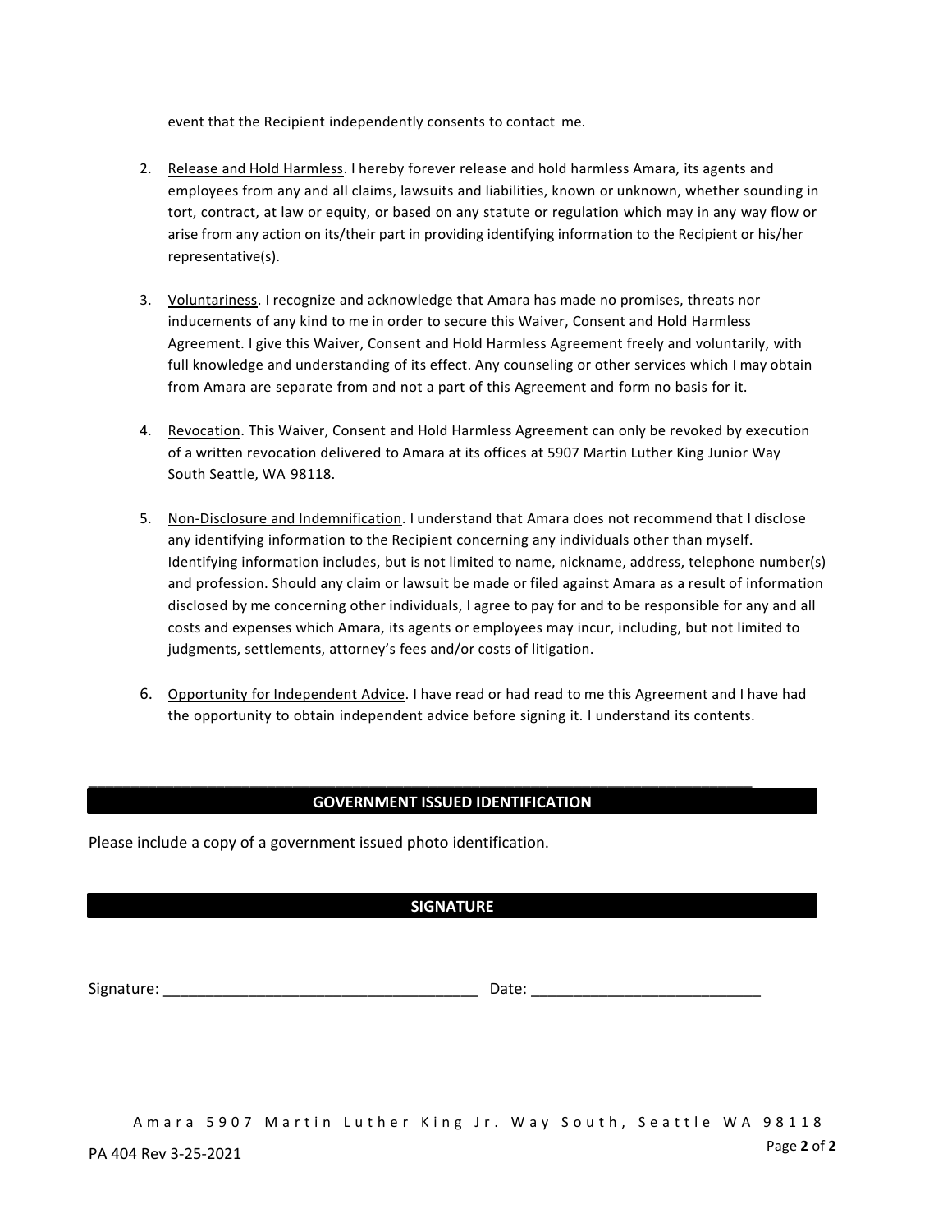event that the Recipient independently consents to contact me.

2. Release and Hold Harmless. I hereby forever release and hold harmless Amara, its agents and employees from any and all claims, lawsuits and liabilities, known or unknown, whether sounding in tort, contract, at law or equity, or based on any statute or regulation which may in any way flow or arise from any action on its/their part in providing identifying information to the Recipient or his/her representative(s).

3. Voluntariness. I recognize and acknowledge that Amara has made no promises, threats nor inducements of any kind to me in order to secure this Waiver, Consent and Hold Harmless Agreement. I give this Waiver, Consent and Hold Harmless Agreement freely and voluntarily, with full knowledge and understanding of its effect. Any counseling or other services which I may obtain from Amara are separate from and not a part of this Agreement and form no basis for it.

4. Revocation. This Waiver, Consent and Hold Harmless Agreement can only be revoked by execution of a written revocation delivered to Amara at its offices at 5907 Martin Luther King Junior Way South Seattle, WA 98118.

5. Non-Disclosure and Indemnification. I understand that Amara does not recommend that I disclose any identifying information to the Recipient concerning any individuals other than myself. Identifying information includes, but is not limited to name, nickname, address, telephone number(s) and profession. Should any claim or lawsuit be made or filed against Amara as a result of information disclosed by me concerning other individuals, I agree to pay for and to be responsible for any and all costs and expenses which Amara, its agents or employees may incur, including, but not limited to judgments, settlements, attorney's fees and/or costs of litigation.

6. Opportunity for Independent Advice. I have read or had read to me this Agreement and I have had the opportunity to obtain independent advice before signing it. I understand its contents.

## GOVERNMENT ISSUED IDENTIFICATION

Please include a copy of a government issued photo identification.

## SIGNATURE

Signature: ____________________________________ Date: __________________________

Amara 5907 Martin Luther King Jr. Way South, Seattle WA 98118

PA 404 Rev 3-25-2021